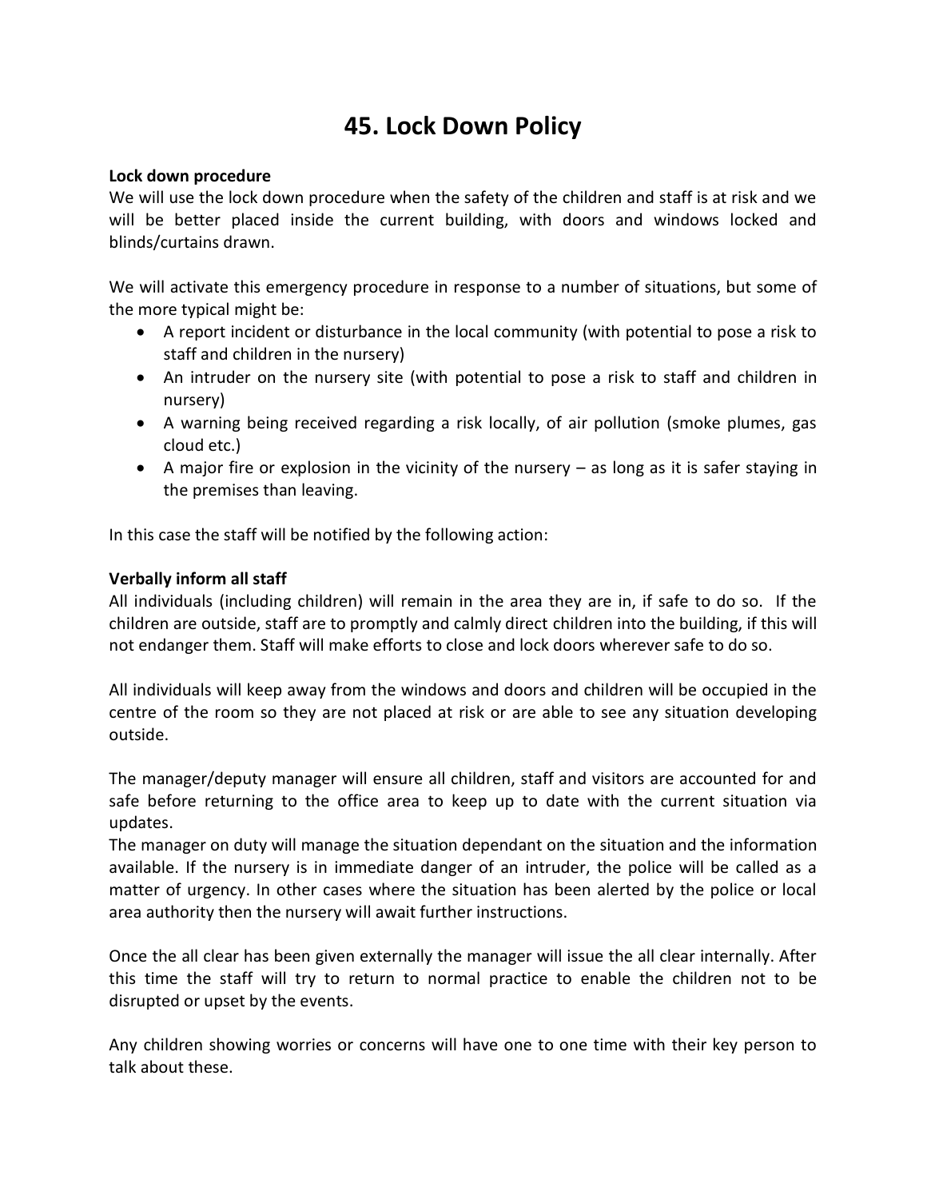# 45. Lock Down Policy

**Lock down procedure**

We will use the lock down procedure when the safety of the children and staff is at risk and we will be better placed inside the current building, with doors and windows locked and blinds/curtains drawn.

We will activate this emergency procedure in response to a number of situations, but some of the more typical might be:

- A report incident or disturbance in the local community (with potential to pose a risk to staff and children in the nursery)
- An intruder on the nursery site (with potential to pose a risk to staff and children in nursery)
- A warning being received regarding a risk locally, of air pollution (smoke plumes, gas cloud etc.)
- A major fire or explosion in the vicinity of the nursery – as long as it is safer staying in the premises than leaving.

In this case the staff will be notified by the following action:

**Verbally inform all staff**

All individuals (including children) will remain in the area they are in, if safe to do so. If the children are outside, staff are to promptly and calmly direct children into the building, if this will not endanger them. Staff will make efforts to close and lock doors wherever safe to do so.

All individuals will keep away from the windows and doors and children will be occupied in the centre of the room so they are not placed at risk or are able to see any situation developing outside.

The manager/deputy manager will ensure all children, staff and visitors are accounted for and safe before returning to the office area to keep up to date with the current situation via updates.

The manager on duty will manage the situation dependant on the situation and the information available. If the nursery is in immediate danger of an intruder, the police will be called as a matter of urgency. In other cases where the situation has been alerted by the police or local area authority then the nursery will await further instructions.

Once the all clear has been given externally the manager will issue the all clear internally. After this time the staff will try to return to normal practice to enable the children not to be disrupted or upset by the events.

Any children showing worries or concerns will have one to one time with their key person to talk about these.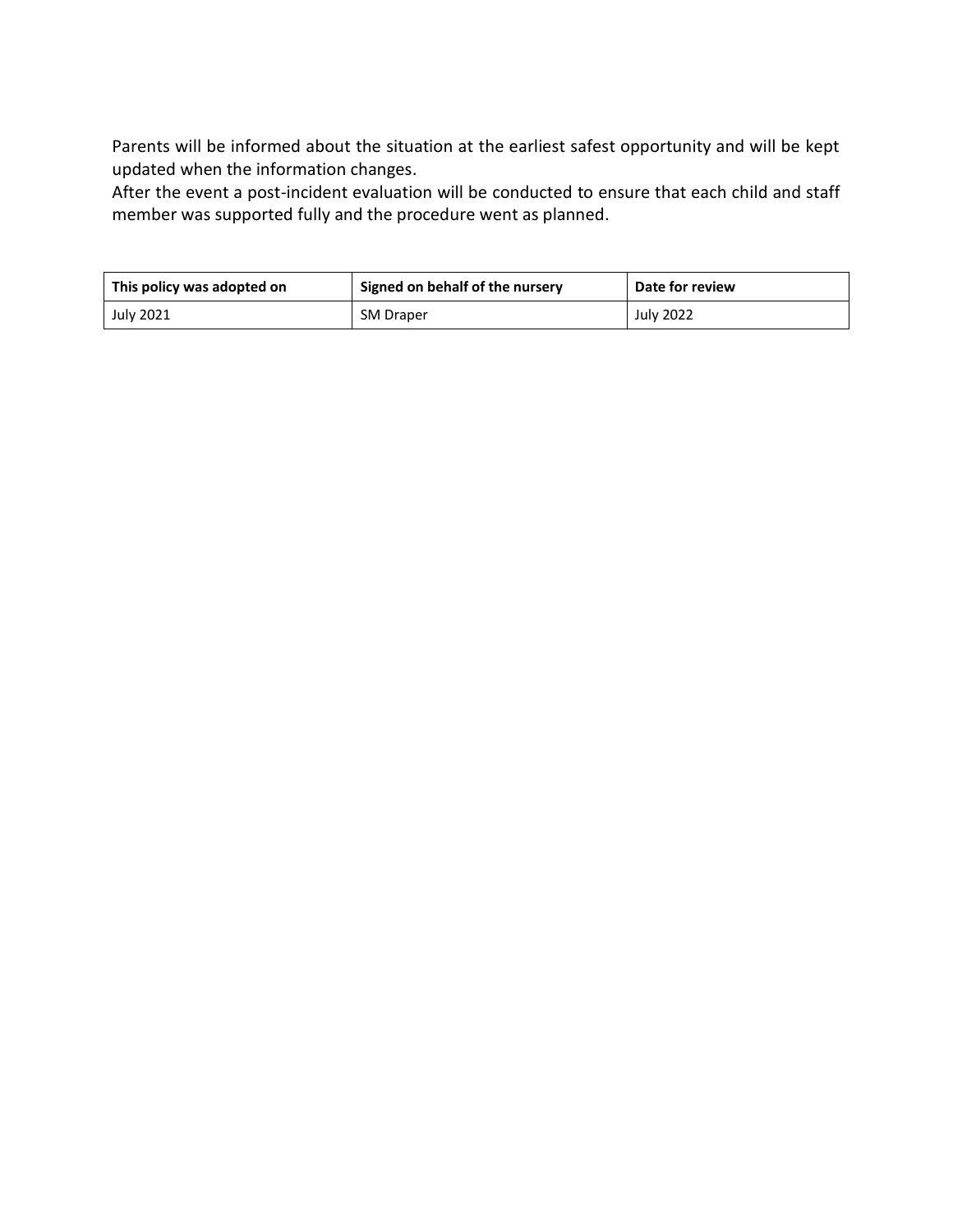Parents will be informed about the situation at the earliest safest opportunity and will be kept updated when the information changes.
After the event a post-incident evaluation will be conducted to ensure that each child and staff member was supported fully and the procedure went as planned.

| This policy was adopted on | Signed on behalf of the nursery | Date for review |
|---|---|---|
| July 2021 | SM Draper | July 2022 |